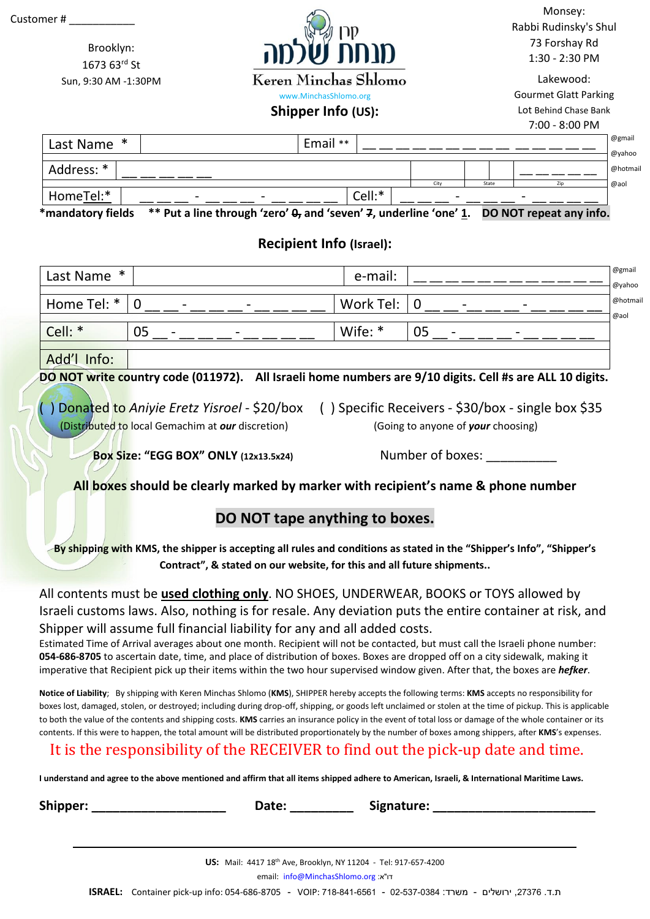Customer # ___________

Brooklyn:
1673 63rd St
Sun, 9:30 AM -1:30PM

קרן מנחת שלמה
Keren Minchas Shlomo
www.MinchasShlomo.org

**Shipper Info (US):**

Monsey:
Rabbi Rudinsky's Shul
73 Forshay Rd
1:30 - 2:30 PM

Lakewood:
Gourmet Glatt Parking
Lot Behind Chase Bank
7:00 - 8:00 PM

| Last Name * | | Email ** | __ __ __ __ __ __ __ __ __ __ __ __ __ __ __ | @gmail @yahoo |
|---|---|---|---|---|
| Address: * | __ __ __ __ __ | City | State | Zip @hotmail @aol |
| HomeTel:* | __ __ __ - __ __ __ - __ __ __ __ | Cell:* | __ __ __ - __ __ __ - __ __ __ __ | |

***mandatory fields** **** Put a line through 'zero' ~~0~~, and 'seven' ~~7~~, underline 'one' 1.** **DO NOT repeat any info.**

## Recipient Info (Israel):

| Last Name * | | e-mail: | __ __ __ __ __ __ __ __ __ __ __ __ | @gmail @yahoo |
|---|---|---|---|---|
| Home Tel: * | 0 __ __ - __ __ __ - __ __ __ __ | Work Tel: | 0 __ __ - __ __ __ - __ __ __ __ | @hotmail |
| Cell: * | 05 __ - __ __ __ - __ __ __ __ | Wife: * | 05 __ - __ __ __ - __ __ __ __ | @aol |
| Add'l Info: | | | | |

**DO NOT write country code (011972). All Israeli home numbers are 9/10 digits. Cell #s are ALL 10 digits.**

( ) Donated to *Aniyie Eretz Yisroel* - $20/box
(Distributed to local Gemachim at ***our*** discretion)

( ) Specific Receivers - $30/box - single box $35
(Going to anyone of ***your*** choosing)

**Box Size: "EGG BOX" ONLY** (12x13.5x24)     Number of boxes: __________

**All boxes should be clearly marked by marker with recipient's name & phone number**

**DO NOT tape anything to boxes.**

**By shipping with KMS, the shipper is accepting all rules and conditions as stated in the "Shipper's Info", "Shipper's Contract", & stated on our website, for this and all future shipments..**

All contents must be **<u>used clothing only</u>**. NO SHOES, UNDERWEAR, BOOKS or TOYS allowed by Israeli customs laws. Also, nothing is for resale. Any deviation puts the entire container at risk, and Shipper will assume full financial liability for any and all added costs.

Estimated Time of Arrival averages about one month. Recipient will not be contacted, but must call the Israeli phone number: **054-686-8705** to ascertain date, time, and place of distribution of boxes. Boxes are dropped off on a city sidewalk, making it imperative that Recipient pick up their items within the two hour supervised window given. After that, the boxes are ***hefker***.

**Notice of Liability**; By shipping with Keren Minchas Shlomo (**KMS**), SHIPPER hereby accepts the following terms: **KMS** accepts no responsibility for boxes lost, damaged, stolen, or destroyed; including during drop-off, shipping, or goods left unclaimed or stolen at the time of pickup. This is applicable to both the value of the contents and shipping costs. **KMS** carries an insurance policy in the event of total loss or damage of the whole container or its contents. If this were to happen, the total amount will be distributed proportionately by the number of boxes among shippers, after **KMS**'s expenses.

It is the responsibility of the RECEIVER to find out the pick-up date and time.

**I understand and agree to the above mentioned and affirm that all items shipped adhere to American, Israeli, & International Maritime Laws.**

**Shipper:** ____________________ **Date:** _________ **Signature:** ________________________

---

**US:** Mail: 4417 18th Ave, Brooklyn, NY 11204 - Tel: 917-657-4200
email: info@MinchasShlomo.org :דו"א

**ISRAEL:** Container pick-up info: 054-686-8705 - VOIP: 718-841-6561 - 02-537-0384 :משרד - ת.ד. 27376, ירושלים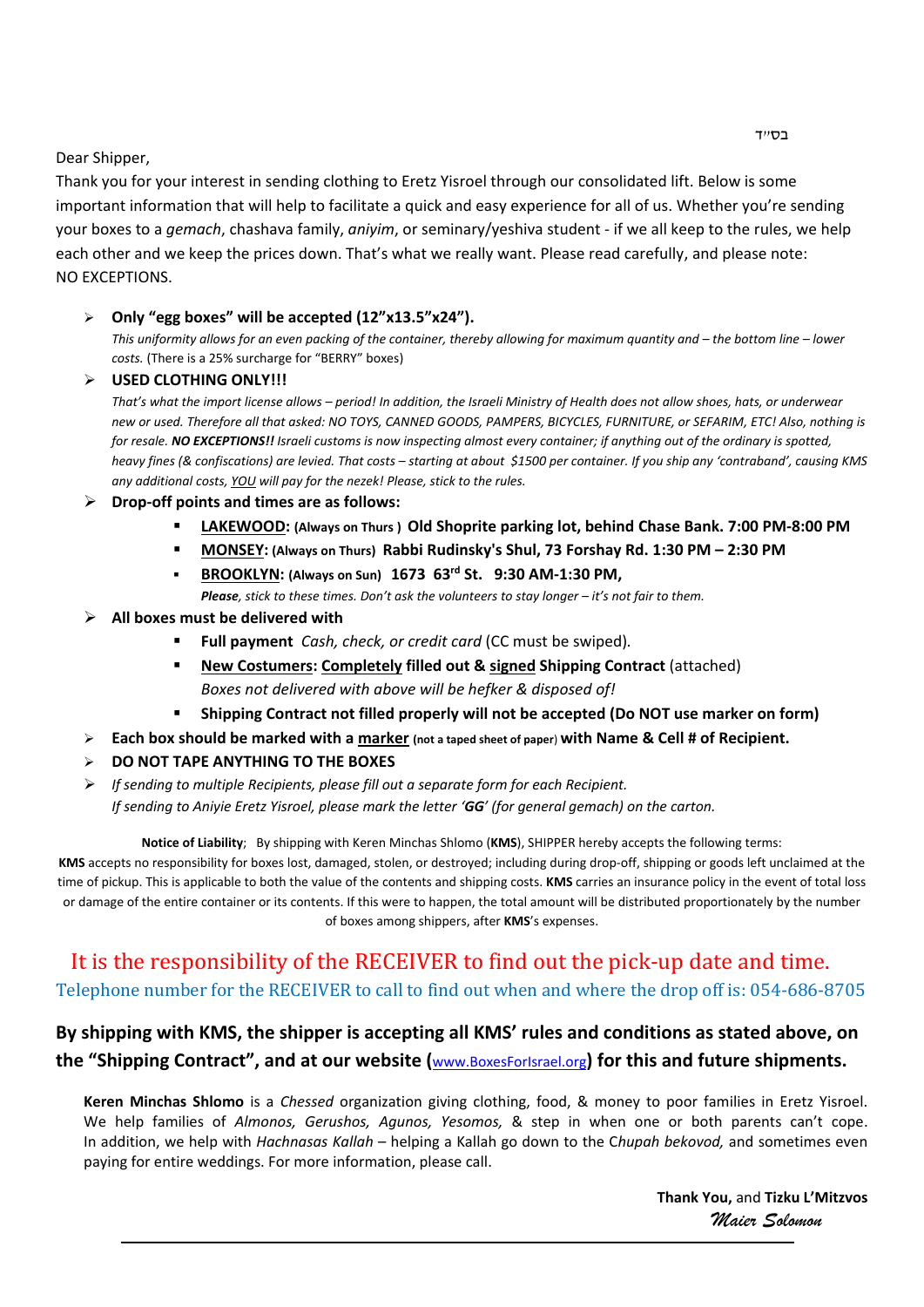בס״ד

Dear Shipper,

Thank you for your interest in sending clothing to Eretz Yisroel through our consolidated lift. Below is some important information that will help to facilitate a quick and easy experience for all of us. Whether you're sending your boxes to a *gemach*, chashava family, *aniyim*, or seminary/yeshiva student - if we all keep to the rules, we help each other and we keep the prices down. That's what we really want. Please read carefully, and please note: NO EXCEPTIONS.

- **Only "egg boxes" will be accepted (12"x13.5"x24").**
  *This uniformity allows for an even packing of the container, thereby allowing for maximum quantity and – the bottom line – lower costs.* (There is a 25% surcharge for "BERRY" boxes)
- **USED CLOTHING ONLY!!!**
  *That's what the import license allows – period! In addition, the Israeli Ministry of Health does not allow shoes, hats, or underwear new or used. Therefore all that asked: NO TOYS, CANNED GOODS, PAMPERS, BICYCLES, FURNITURE, or SEFARIM, ETC! Also, nothing is for resale.* ***NO EXCEPTIONS!!*** *Israeli customs is now inspecting almost every container; if anything out of the ordinary is spotted, heavy fines (& confiscations) are levied. That costs – starting at about $1500 per container. If you ship any 'contraband', causing KMS any additional costs, <u>YOU</u> will pay for the nezek! Please, stick to the rules.*
- **Drop-off points and times are as follows:**
  - **<u>LAKEWOOD</u>: (Always on Thurs ) Old Shoprite parking lot, behind Chase Bank. 7:00 PM-8:00 PM**
  - **<u>MONSEY</u>: (Always on Thurs) Rabbi Rudinsky's Shul, 73 Forshay Rd. 1:30 PM – 2:30 PM**
  - **<u>BROOKLYN</u>: (Always on Sun) 1673 63rd St. 9:30 AM-1:30 PM,**
    ***Please****, stick to these times. Don't ask the volunteers to stay longer – it's not fair to them.*
- **All boxes must be delivered with**
  - **Full payment** *Cash, check, or credit card* (CC must be swiped).
  - **<u>New Costumers</u>: <u>Completely</u> filled out & <u>signed</u> Shipping Contract** (attached)
    *Boxes not delivered with above will be hefker & disposed of!*
  - **Shipping Contract not filled properly will not be accepted (Do NOT use marker on form)**
- **Each box should be marked with a <u>marker</u> (not a taped sheet of paper) with Name & Cell # of Recipient.**
- **DO NOT TAPE ANYTHING TO THE BOXES**
- *If sending to multiple Recipients, please fill out a separate form for each Recipient.*
  *If sending to Aniyie Eretz Yisroel, please mark the letter 'GG' (for general gemach) on the carton.*

**Notice of Liability**; By shipping with Keren Minchas Shlomo (**KMS**), SHIPPER hereby accepts the following terms: **KMS** accepts no responsibility for boxes lost, damaged, stolen, or destroyed; including during drop-off, shipping or goods left unclaimed at the time of pickup. This is applicable to both the value of the contents and shipping costs. **KMS** carries an insurance policy in the event of total loss or damage of the entire container or its contents. If this were to happen, the total amount will be distributed proportionately by the number of boxes among shippers, after **KMS**'s expenses.

It is the responsibility of the RECEIVER to find out the pick-up date and time.

Telephone number for the RECEIVER to call to find out when and where the drop off is: 054-686-8705

### By shipping with KMS, the shipper is accepting all KMS' rules and conditions as stated above, on the "Shipping Contract", and at our website (www.BoxesForIsrael.org) for this and future shipments.

**Keren Minchas Shlomo** is a *Chessed* organization giving clothing, food, & money to poor families in Eretz Yisroel. We help families of *Almonos, Gerushos, Agunos, Yesomos,* & step in when one or both parents can't cope. In addition, we help with *Hachnasas Kallah* – helping a Kallah go down to the C*hupah bekovod,* and sometimes even paying for entire weddings. For more information, please call.

**Thank You,** and **Tizku L'Mitzvos**

*Maier Solomon*